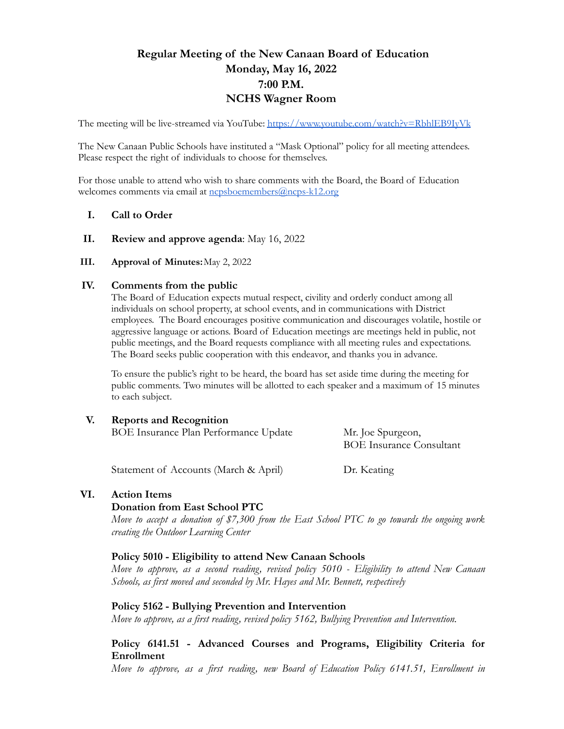# Regular Meeting of the New Canaan Board of Education
## Monday, May 16, 2022
## 7:00 P.M.
## NCHS Wagner Room

The meeting will be live-streamed via YouTube: [https://www.youtube.com/watch?v=RbhlEB9IyVk](https://www.youtube.com/watch?v=RbhlEB9IyVk)

The New Canaan Public Schools have instituted a "Mask Optional" policy for all meeting attendees. Please respect the right of individuals to choose for themselves.

For those unable to attend who wish to share comments with the Board, the Board of Education welcomes comments via email at [ncpsboemembers@ncps-k12.org](mailto:ncpsboemembers@ncps-k12.org)

I. **Call to Order**

II. **Review and approve agenda**: May 16, 2022

III. **Approval of Minutes:** May 2, 2022

IV. **Comments from the public**

The Board of Education expects mutual respect, civility and orderly conduct among all individuals on school property, at school events, and in communications with District employees. The Board encourages positive communication and discourages volatile, hostile or aggressive language or actions. Board of Education meetings are meetings held in public, not public meetings, and the Board requests compliance with all meeting rules and expectations. The Board seeks public cooperation with this endeavor, and thanks you in advance.

To ensure the public's right to be heard, the board has set aside time during the meeting for public comments. Two minutes will be allotted to each speaker and a maximum of 15 minutes to each subject.

V. **Reports and Recognition**

BOE Insurance Plan Performance Update — Mr. Joe Spurgeon, BOE Insurance Consultant

Statement of Accounts (March & April) — Dr. Keating

VI. **Action Items**

**Donation from East School PTC**

*Move to accept a donation of $7,300 from the East School PTC to go towards the ongoing work creating the Outdoor Learning Center*

**Policy 5010 - Eligibility to attend New Canaan Schools**

*Move to approve, as a second reading, revised policy 5010 - Eligibility to attend New Canaan Schools, as first moved and seconded by Mr. Hayes and Mr. Bennett, respectively*

**Policy 5162 - Bullying Prevention and Intervention**

*Move to approve, as a first reading, revised policy 5162, Bullying Prevention and Intervention.*

**Policy 6141.51 - Advanced Courses and Programs, Eligibility Criteria for Enrollment**

*Move to approve, as a first reading, new Board of Education Policy 6141.51, Enrollment in*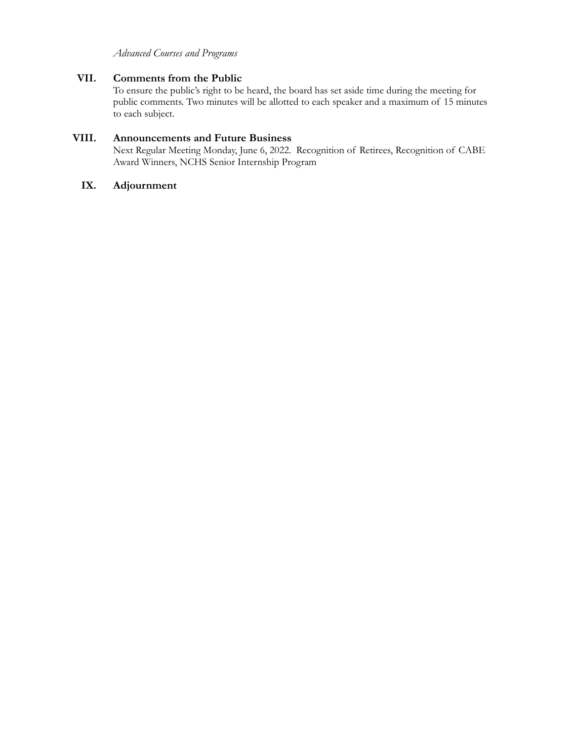*Advanced Courses and Programs*

**VII. Comments from the Public**

To ensure the public's right to be heard, the board has set aside time during the meeting for public comments. Two minutes will be allotted to each speaker and a maximum of 15 minutes to each subject.

**VIII. Announcements and Future Business**

Next Regular Meeting Monday, June 6, 2022. Recognition of Retirees, Recognition of CABE Award Winners, NCHS Senior Internship Program

**IX. Adjournment**